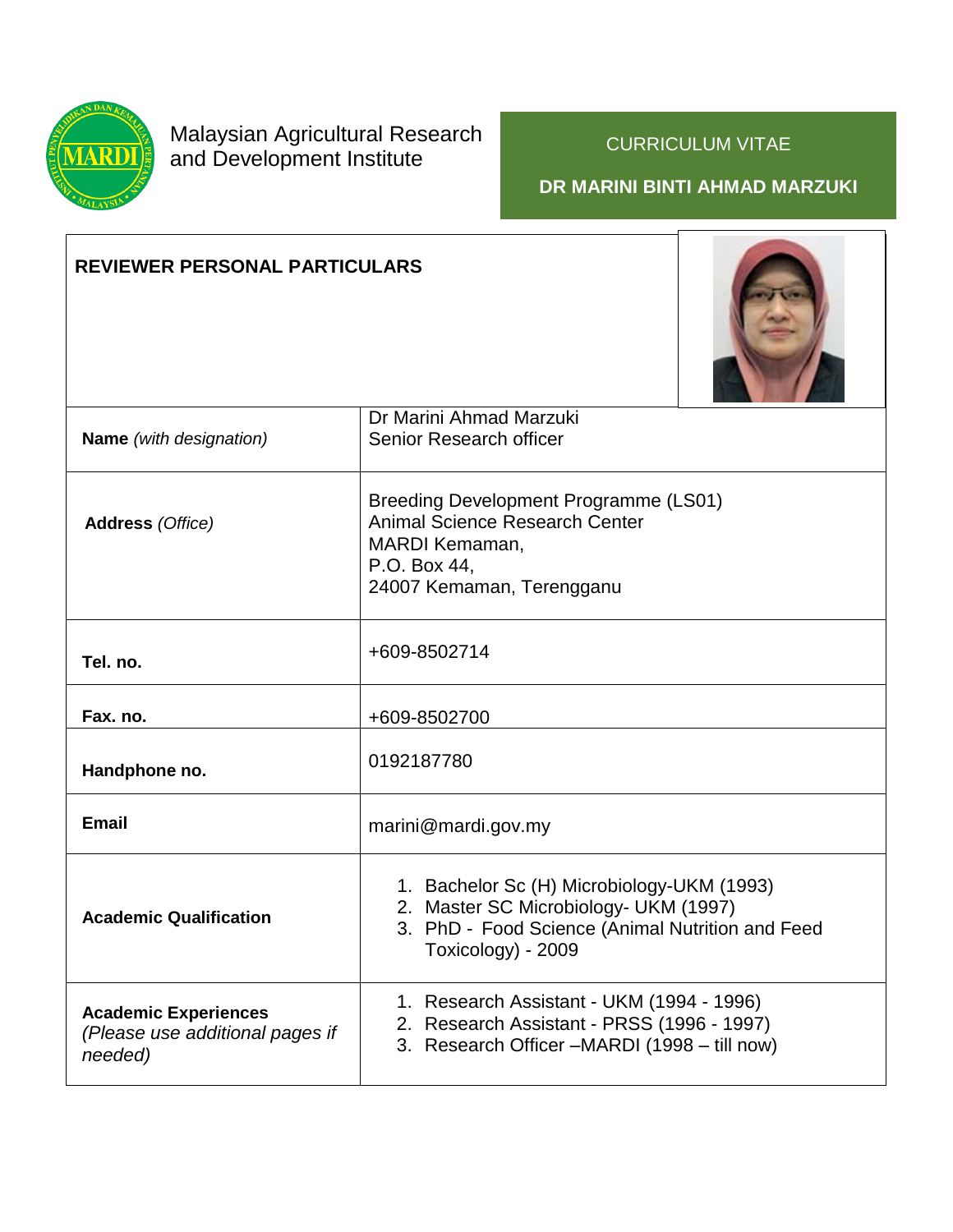Malaysian Agricultural Research and Development Institute

# CURRICULUM VITAE

## DR MARINI BINTI AHMAD MARZUKI

| REVIEWER PERSONAL PARTICULARS | |
|---|---|
| **Name** *(with designation)* | Dr Marini Ahmad Marzuki<br>Senior Research officer |
| **Address** *(Office)* | Breeding Development Programme (LS01)<br>Animal Science Research Center<br>MARDI Kemaman,<br>P.O. Box 44,<br>24007 Kemaman, Terengganu |
| **Tel. no.** | +609-8502714 |
| **Fax. no.** | +609-8502700 |
| **Handphone no.** | 0192187780 |
| **Email** | marini@mardi.gov.my |
| **Academic Qualification** | 1. Bachelor Sc (H) Microbiology-UKM (1993)<br>2. Master SC Microbiology- UKM (1997)<br>3. PhD - Food Science (Animal Nutrition and Feed Toxicology) - 2009 |
| **Academic Experiences** *(Please use additional pages if needed)* | 1. Research Assistant - UKM (1994 - 1996)<br>2. Research Assistant - PRSS (1996 - 1997)<br>3. Research Officer –MARDI (1998 – till now) |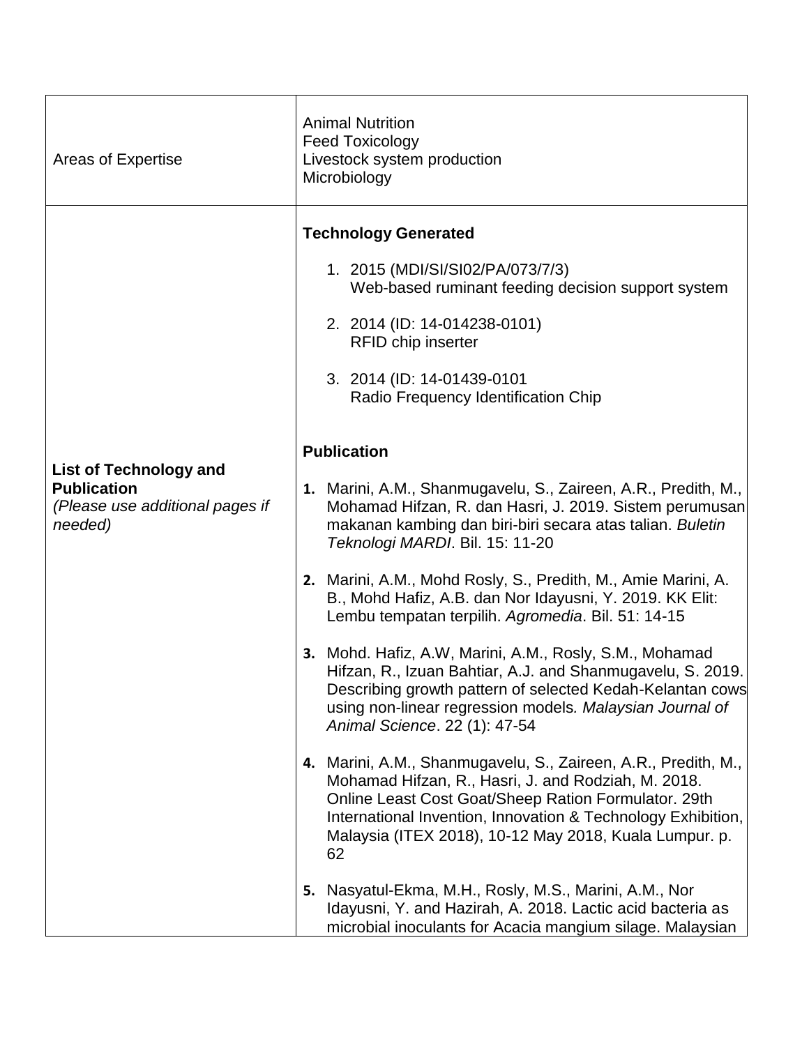| | |
|---|---|
| Areas of Expertise | Animal Nutrition<br>Feed Toxicology<br>Livestock system production<br>Microbiology |
| **List of Technology and Publication**<br>*(Please use additional pages if needed)* | **Technology Generated**<br><br>1. 2015 (MDI/SI/SI02/PA/073/7/3)<br>Web-based ruminant feeding decision support system<br><br>2. 2014 (ID: 14-014238-0101)<br>RFID chip inserter<br><br>3. 2014 (ID: 14-01439-0101<br>Radio Frequency Identification Chip<br><br>**Publication**<br><br>**1.** Marini, A.M., Shanmugavelu, S., Zaireen, A.R., Predith, M., Mohamad Hifzan, R. dan Hasri, J. 2019. Sistem perumusan makanan kambing dan biri-biri secara atas talian. *Buletin Teknologi MARDI*. Bil. 15: 11-20<br><br>**2.** Marini, A.M., Mohd Rosly, S., Predith, M., Amie Marini, A. B., Mohd Hafiz, A.B. dan Nor Idayusni, Y. 2019. KK Elit: Lembu tempatan terpilih. *Agromedia*. Bil. 51: 14-15<br><br>**3.** Mohd. Hafiz, A.W, Marini, A.M., Rosly, S.M., Mohamad Hifzan, R., Izuan Bahtiar, A.J. and Shanmugavelu, S. 2019. Describing growth pattern of selected Kedah-Kelantan cows using non-linear regression models*. Malaysian Journal of Animal Science*. 22 (1): 47-54<br><br>**4.** Marini, A.M., Shanmugavelu, S., Zaireen, A.R., Predith, M., Mohamad Hifzan, R., Hasri, J. and Rodziah, M. 2018. Online Least Cost Goat/Sheep Ration Formulator. 29th International Invention, Innovation & Technology Exhibition, Malaysia (ITEX 2018), 10-12 May 2018, Kuala Lumpur. p. 62<br><br>**5.** Nasyatul-Ekma, M.H., Rosly, M.S., Marini, A.M., Nor Idayusni, Y. and Hazirah, A. 2018. Lactic acid bacteria as microbial inoculants for Acacia mangium silage. Malaysian |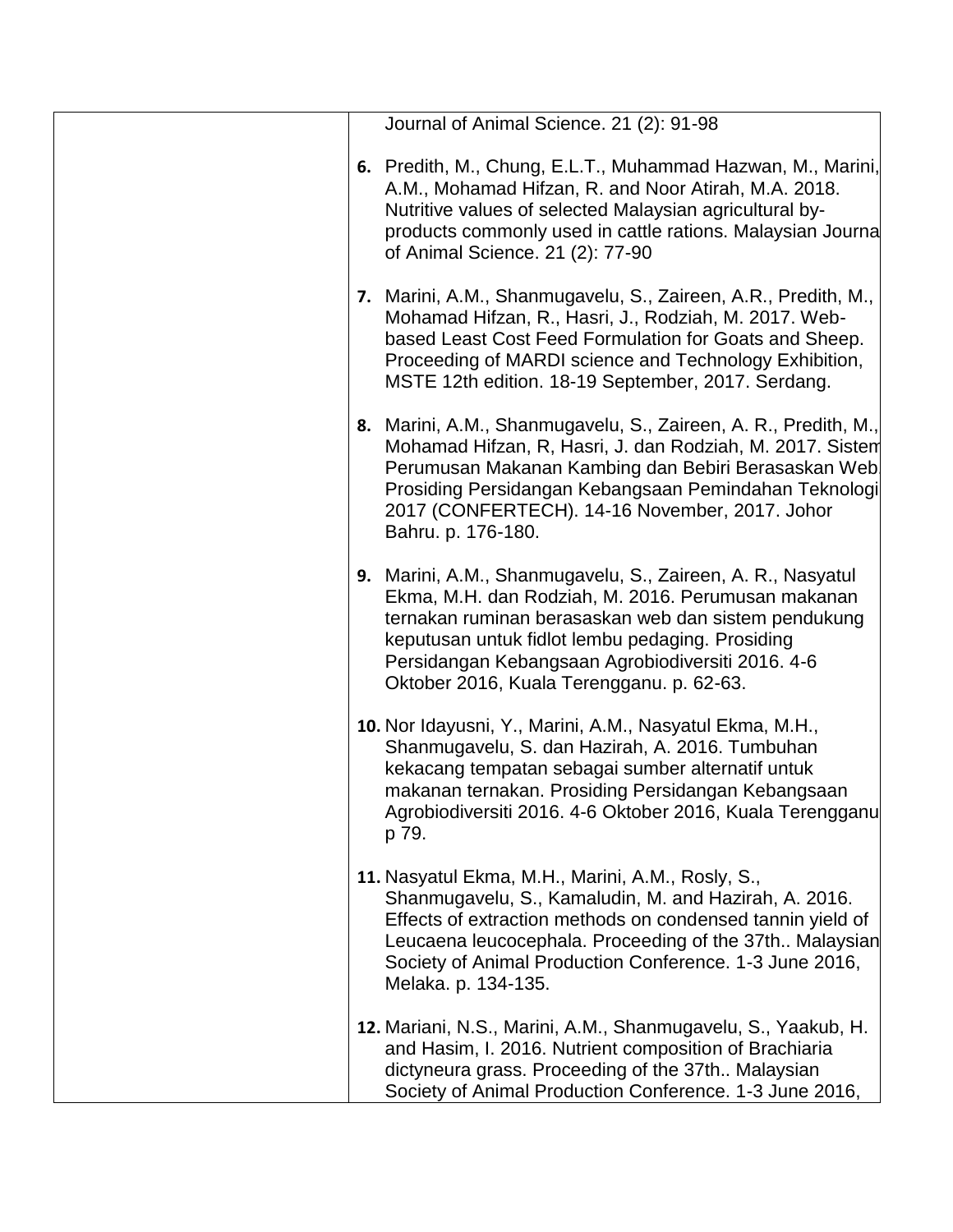Journal of Animal Science. 21 (2): 91-98

6. Predith, M., Chung, E.L.T., Muhammad Hazwan, M., Marini, A.M., Mohamad Hifzan, R. and Noor Atirah, M.A. 2018. Nutritive values of selected Malaysian agricultural by-products commonly used in cattle rations. Malaysian Journal of Animal Science. 21 (2): 77-90

7. Marini, A.M., Shanmugavelu, S., Zaireen, A.R., Predith, M., Mohamad Hifzan, R., Hasri, J., Rodziah, M. 2017. Web-based Least Cost Feed Formulation for Goats and Sheep. Proceeding of MARDI science and Technology Exhibition, MSTE 12th edition. 18-19 September, 2017. Serdang.

8. Marini, A.M., Shanmugavelu, S., Zaireen, A. R., Predith, M., Mohamad Hifzan, R, Hasri, J. dan Rodziah, M. 2017. Sistem Perumusan Makanan Kambing dan Bebiri Berasaskan Web. Prosiding Persidangan Kebangsaan Pemindahan Teknologi 2017 (CONFERTECH). 14-16 November, 2017. Johor Bahru. p. 176-180.

9. Marini, A.M., Shanmugavelu, S., Zaireen, A. R., Nasyatul Ekma, M.H. dan Rodziah, M. 2016. Perumusan makanan ternakan ruminan berasaskan web dan sistem pendukung keputusan untuk fidlot lembu pedaging. Prosiding Persidangan Kebangsaan Agrobiodiversiti 2016. 4-6 Oktober 2016, Kuala Terengganu. p. 62-63.

10. Nor Idayusni, Y., Marini, A.M., Nasyatul Ekma, M.H., Shanmugavelu, S. dan Hazirah, A. 2016. Tumbuhan kekacang tempatan sebagai sumber alternatif untuk makanan ternakan. Prosiding Persidangan Kebangsaan Agrobiodiversiti 2016. 4-6 Oktober 2016, Kuala Terengganu p 79.

11. Nasyatul Ekma, M.H., Marini, A.M., Rosly, S., Shanmugavelu, S., Kamaludin, M. and Hazirah, A. 2016. Effects of extraction methods on condensed tannin yield of Leucaena leucocephala. Proceeding of the 37th.. Malaysian Society of Animal Production Conference. 1-3 June 2016, Melaka. p. 134-135.

12. Mariani, N.S., Marini, A.M., Shanmugavelu, S., Yaakub, H. and Hasim, I. 2016. Nutrient composition of Brachiaria dictyneura grass. Proceeding of the 37th.. Malaysian Society of Animal Production Conference. 1-3 June 2016,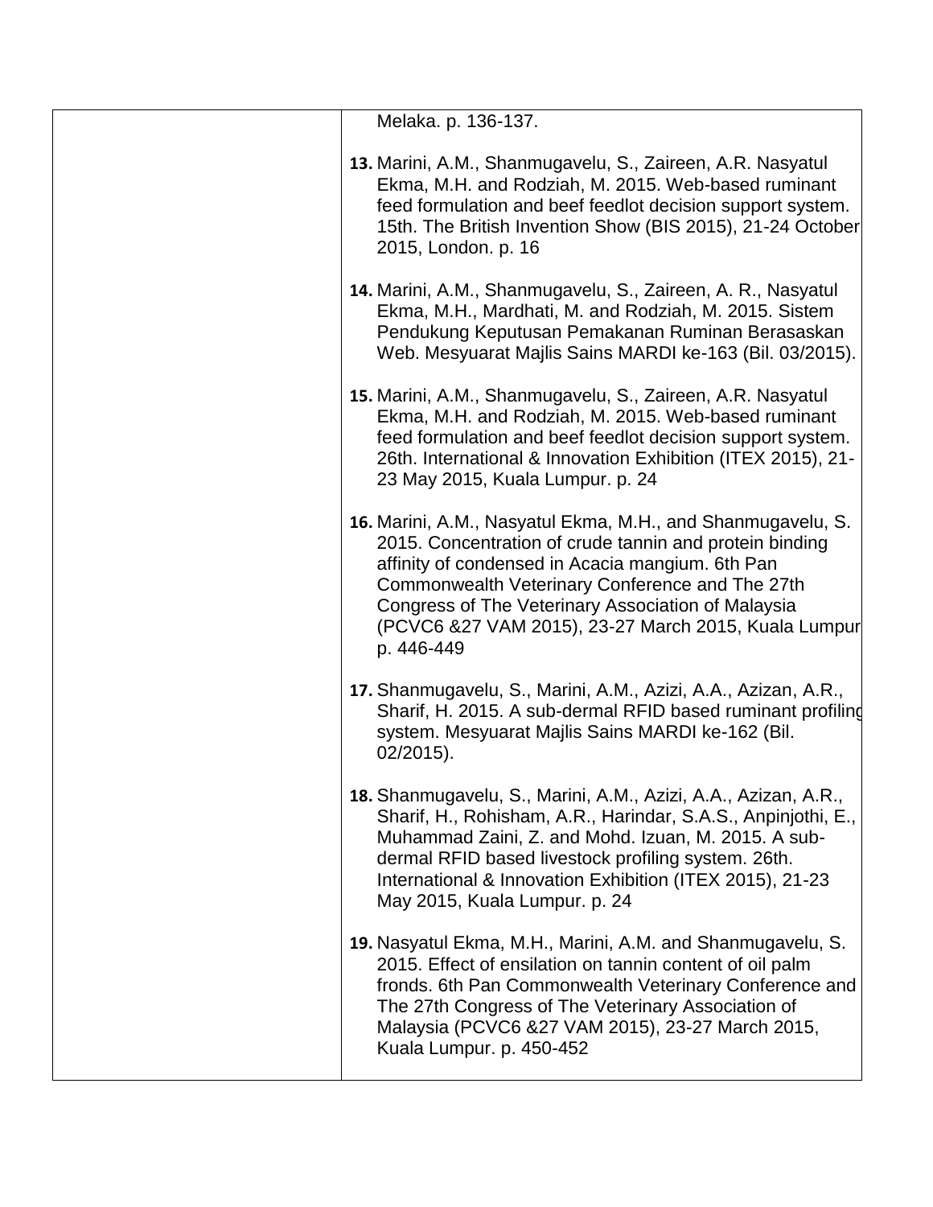| | |
|---|---|
| | Melaka. p. 136-137.<br><br>**13.** Marini, A.M., Shanmugavelu, S., Zaireen, A.R. Nasyatul Ekma, M.H. and Rodziah, M. 2015. Web-based ruminant feed formulation and beef feedlot decision support system. 15th. The British Invention Show (BIS 2015), 21-24 October 2015, London. p. 16<br><br>**14.** Marini, A.M., Shanmugavelu, S., Zaireen, A. R., Nasyatul Ekma, M.H., Mardhati, M. and Rodziah, M. 2015. Sistem Pendukung Keputusan Pemakanan Ruminan Berasaskan Web. Mesyuarat Majlis Sains MARDI ke-163 (Bil. 03/2015).<br><br>**15.** Marini, A.M., Shanmugavelu, S., Zaireen, A.R. Nasyatul Ekma, M.H. and Rodziah, M. 2015. Web-based ruminant feed formulation and beef feedlot decision support system. 26th. International & Innovation Exhibition (ITEX 2015), 21-23 May 2015, Kuala Lumpur. p. 24<br><br>**16.** Marini, A.M., Nasyatul Ekma, M.H., and Shanmugavelu, S. 2015. Concentration of crude tannin and protein binding affinity of condensed in Acacia mangium. 6th Pan Commonwealth Veterinary Conference and The 27th Congress of The Veterinary Association of Malaysia (PCVC6 &27 VAM 2015), 23-27 March 2015, Kuala Lumpur p. 446-449<br><br>**17.** Shanmugavelu, S., Marini, A.M., Azizi, A.A., Azizan, A.R., Sharif, H. 2015. A sub-dermal RFID based ruminant profiling system. Mesyuarat Majlis Sains MARDI ke-162 (Bil. 02/2015).<br><br>**18.** Shanmugavelu, S., Marini, A.M., Azizi, A.A., Azizan, A.R., Sharif, H., Rohisham, A.R., Harindar, S.A.S., Anpinjothi, E., Muhammad Zaini, Z. and Mohd. Izuan, M. 2015. A sub-dermal RFID based livestock profiling system. 26th. International & Innovation Exhibition (ITEX 2015), 21-23 May 2015, Kuala Lumpur. p. 24<br><br>**19.** Nasyatul Ekma, M.H., Marini, A.M. and Shanmugavelu, S. 2015. Effect of ensilation on tannin content of oil palm fronds. 6th Pan Commonwealth Veterinary Conference and The 27th Congress of The Veterinary Association of Malaysia (PCVC6 &27 VAM 2015), 23-27 March 2015, Kuala Lumpur. p. 450-452 |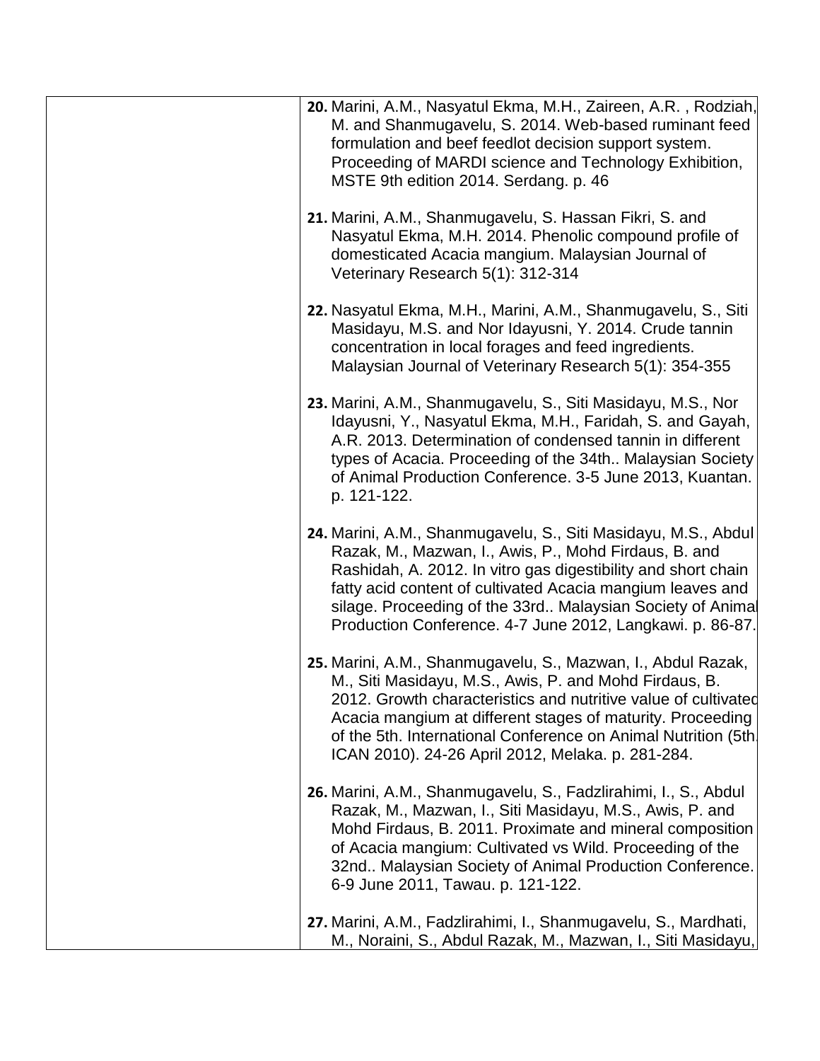| | |
|---|---|
| | **20.** Marini, A.M., Nasyatul Ekma, M.H., Zaireen, A.R. , Rodziah, M. and Shanmugavelu, S. 2014. Web-based ruminant feed formulation and beef feedlot decision support system. Proceeding of MARDI science and Technology Exhibition, MSTE 9th edition 2014. Serdang. p. 46<br><br>**21.** Marini, A.M., Shanmugavelu, S. Hassan Fikri, S. and Nasyatul Ekma, M.H. 2014. Phenolic compound profile of domesticated Acacia mangium. Malaysian Journal of Veterinary Research 5(1): 312-314<br><br>**22.** Nasyatul Ekma, M.H., Marini, A.M., Shanmugavelu, S., Siti Masidayu, M.S. and Nor Idayusni, Y. 2014. Crude tannin concentration in local forages and feed ingredients. Malaysian Journal of Veterinary Research 5(1): 354-355<br><br>**23.** Marini, A.M., Shanmugavelu, S., Siti Masidayu, M.S., Nor Idayusni, Y., Nasyatul Ekma, M.H., Faridah, S. and Gayah, A.R. 2013. Determination of condensed tannin in different types of Acacia. Proceeding of the 34th.. Malaysian Society of Animal Production Conference. 3-5 June 2013, Kuantan. p. 121-122.<br><br>**24.** Marini, A.M., Shanmugavelu, S., Siti Masidayu, M.S., Abdul Razak, M., Mazwan, I., Awis, P., Mohd Firdaus, B. and Rashidah, A. 2012. In vitro gas digestibility and short chain fatty acid content of cultivated Acacia mangium leaves and silage. Proceeding of the 33rd.. Malaysian Society of Animal Production Conference. 4-7 June 2012, Langkawi. p. 86-87.<br><br>**25.** Marini, A.M., Shanmugavelu, S., Mazwan, I., Abdul Razak, M., Siti Masidayu, M.S., Awis, P. and Mohd Firdaus, B. 2012. Growth characteristics and nutritive value of cultivated Acacia mangium at different stages of maturity. Proceeding of the 5th. International Conference on Animal Nutrition (5th. ICAN 2010). 24-26 April 2012, Melaka. p. 281-284.<br><br>**26.** Marini, A.M., Shanmugavelu, S., Fadzlirahimi, I., S., Abdul Razak, M., Mazwan, I., Siti Masidayu, M.S., Awis, P. and Mohd Firdaus, B. 2011. Proximate and mineral composition of Acacia mangium: Cultivated vs Wild. Proceeding of the 32nd.. Malaysian Society of Animal Production Conference. 6-9 June 2011, Tawau. p. 121-122.<br><br>**27.** Marini, A.M., Fadzlirahimi, I., Shanmugavelu, S., Mardhati, M., Noraini, S., Abdul Razak, M., Mazwan, I., Siti Masidayu, |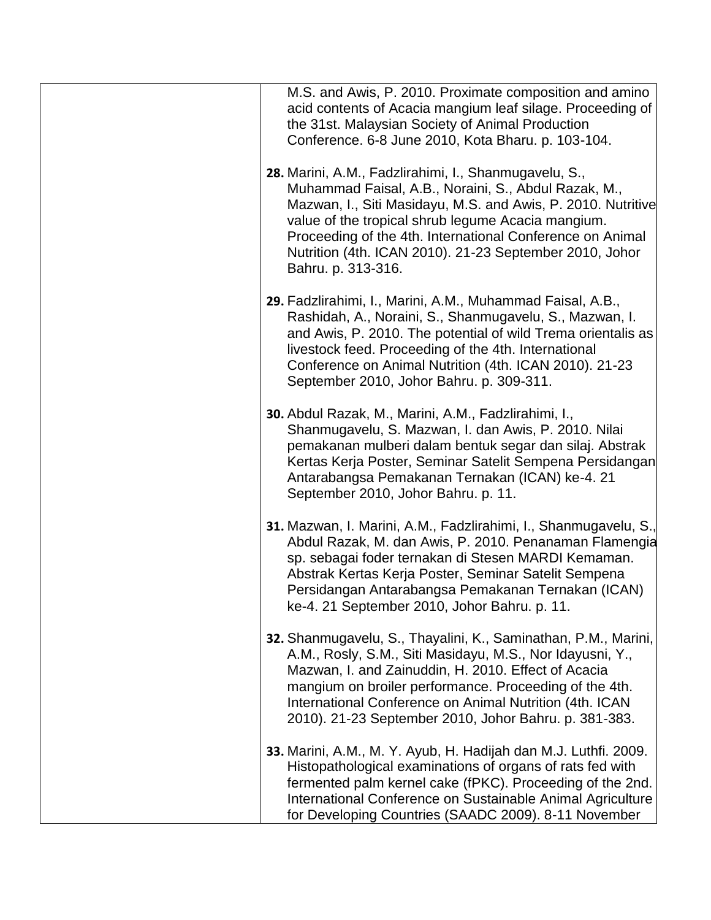| | |
|---|---|
| | M.S. and Awis, P. 2010. Proximate composition and amino acid contents of Acacia mangium leaf silage. Proceeding of the 31st. Malaysian Society of Animal Production Conference. 6-8 June 2010, Kota Bharu. p. 103-104.<br><br>**28.** Marini, A.M., Fadzlirahimi, I., Shanmugavelu, S., Muhammad Faisal, A.B., Noraini, S., Abdul Razak, M., Mazwan, I., Siti Masidayu, M.S. and Awis, P. 2010. Nutritive value of the tropical shrub legume Acacia mangium. Proceeding of the 4th. International Conference on Animal Nutrition (4th. ICAN 2010). 21-23 September 2010, Johor Bahru. p. 313-316.<br><br>**29.** Fadzlirahimi, I., Marini, A.M., Muhammad Faisal, A.B., Rashidah, A., Noraini, S., Shanmugavelu, S., Mazwan, I. and Awis, P. 2010. The potential of wild Trema orientalis as livestock feed. Proceeding of the 4th. International Conference on Animal Nutrition (4th. ICAN 2010). 21-23 September 2010, Johor Bahru. p. 309-311.<br><br>**30.** Abdul Razak, M., Marini, A.M., Fadzlirahimi, I., Shanmugavelu, S. Mazwan, I. dan Awis, P. 2010. Nilai pemakanan mulberi dalam bentuk segar dan silaj. Abstrak Kertas Kerja Poster, Seminar Satelit Sempena Persidangan Antarabangsa Pemakanan Ternakan (ICAN) ke-4. 21 September 2010, Johor Bahru. p. 11.<br><br>**31.** Mazwan, I. Marini, A.M., Fadzlirahimi, I., Shanmugavelu, S., Abdul Razak, M. dan Awis, P. 2010. Penanaman Flamengia sp. sebagai foder ternakan di Stesen MARDI Kemaman. Abstrak Kertas Kerja Poster, Seminar Satelit Sempena Persidangan Antarabangsa Pemakanan Ternakan (ICAN) ke-4. 21 September 2010, Johor Bahru. p. 11.<br><br>**32.** Shanmugavelu, S., Thayalini, K., Saminathan, P.M., Marini, A.M., Rosly, S.M., Siti Masidayu, M.S., Nor Idayusni, Y., Mazwan, I. and Zainuddin, H. 2010. Effect of Acacia mangium on broiler performance. Proceeding of the 4th. International Conference on Animal Nutrition (4th. ICAN 2010). 21-23 September 2010, Johor Bahru. p. 381-383.<br><br>**33.** Marini, A.M., M. Y. Ayub, H. Hadijah dan M.J. Luthfi. 2009. Histopathological examinations of organs of rats fed with fermented palm kernel cake (fPKC). Proceeding of the 2nd. International Conference on Sustainable Animal Agriculture for Developing Countries (SAADC 2009). 8-11 November |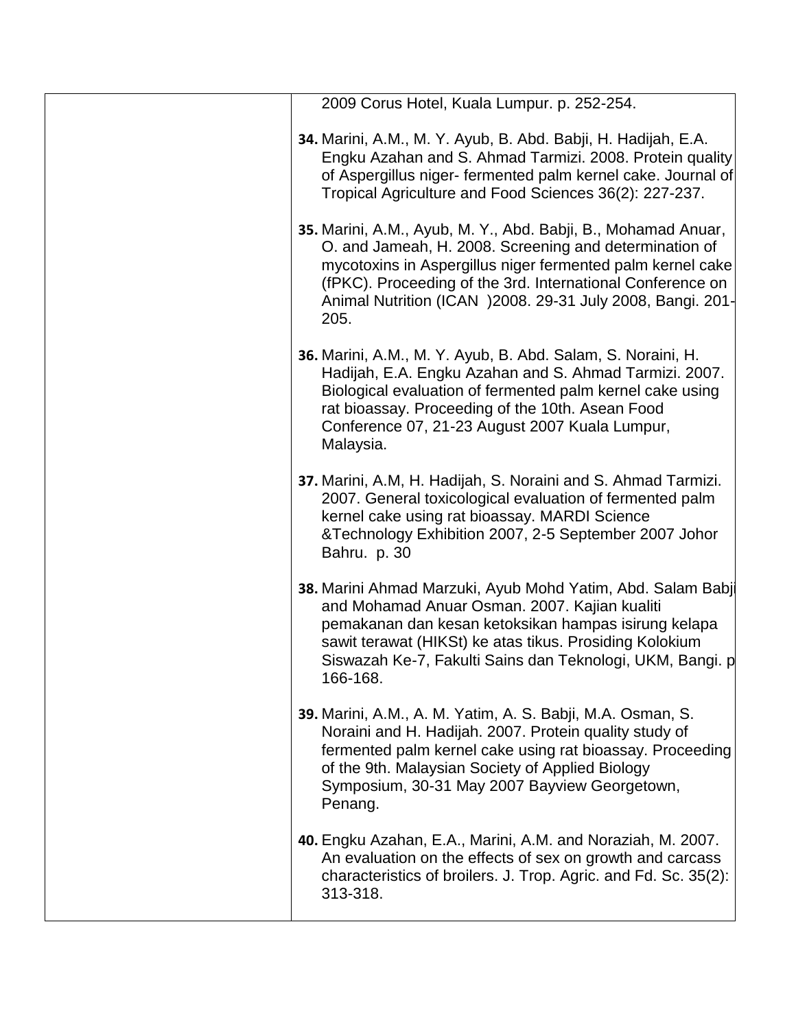| | 2009 Corus Hotel, Kuala Lumpur. p. 252-254.<br><br>**34.** Marini, A.M., M. Y. Ayub, B. Abd. Babji, H. Hadijah, E.A. Engku Azahan and S. Ahmad Tarmizi. 2008. Protein quality of Aspergillus niger- fermented palm kernel cake. Journal of Tropical Agriculture and Food Sciences 36(2): 227-237.<br><br>**35.** Marini, A.M., Ayub, M. Y., Abd. Babji, B., Mohamad Anuar, O. and Jameah, H. 2008. Screening and determination of mycotoxins in Aspergillus niger fermented palm kernel cake (fPKC). Proceeding of the 3rd. International Conference on Animal Nutrition (ICAN )2008. 29-31 July 2008, Bangi. 201-205.<br><br>**36.** Marini, A.M., M. Y. Ayub, B. Abd. Salam, S. Noraini, H. Hadijah, E.A. Engku Azahan and S. Ahmad Tarmizi. 2007. Biological evaluation of fermented palm kernel cake using rat bioassay. Proceeding of the 10th. Asean Food Conference 07, 21-23 August 2007 Kuala Lumpur, Malaysia.<br><br>**37.** Marini, A.M, H. Hadijah, S. Noraini and S. Ahmad Tarmizi. 2007. General toxicological evaluation of fermented palm kernel cake using rat bioassay. MARDI Science &Technology Exhibition 2007, 2-5 September 2007 Johor Bahru. p. 30<br><br>**38.** Marini Ahmad Marzuki, Ayub Mohd Yatim, Abd. Salam Babji and Mohamad Anuar Osman. 2007. Kajian kualiti pemakanan dan kesan ketoksikan hampas isirung kelapa sawit terawat (HIKSt) ke atas tikus. Prosiding Kolokium Siswazah Ke-7, Fakulti Sains dan Teknologi, UKM, Bangi. p 166-168.<br><br>**39.** Marini, A.M., A. M. Yatim, A. S. Babji, M.A. Osman, S. Noraini and H. Hadijah. 2007. Protein quality study of fermented palm kernel cake using rat bioassay. Proceeding of the 9th. Malaysian Society of Applied Biology Symposium, 30-31 May 2007 Bayview Georgetown, Penang.<br><br>**40.** Engku Azahan, E.A., Marini, A.M. and Noraziah, M. 2007. An evaluation on the effects of sex on growth and carcass characteristics of broilers. J. Trop. Agric. and Fd. Sc. 35(2): 313-318. |
|---|---|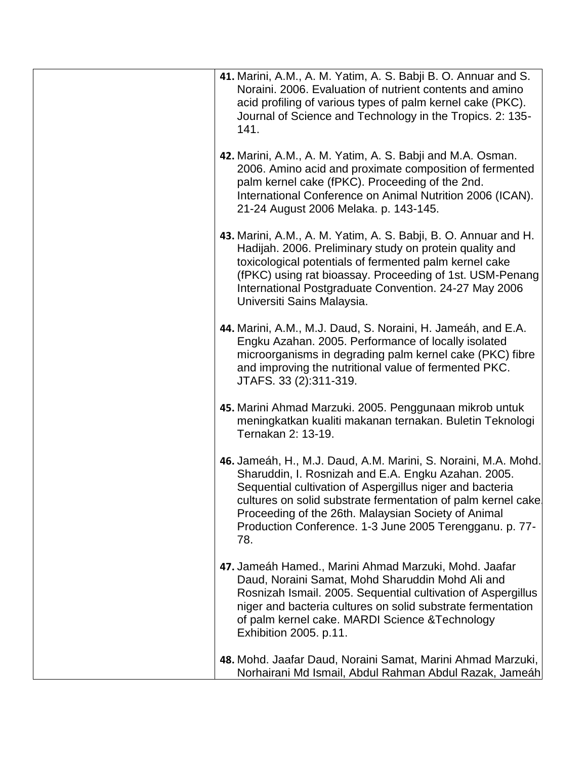|  |  |
| --- | --- |
|  | **41.** Marini, A.M., A. M. Yatim, A. S. Babji B. O. Annuar and S. Noraini. 2006. Evaluation of nutrient contents and amino acid profiling of various types of palm kernel cake (PKC). Journal of Science and Technology in the Tropics. 2: 135-141.<br><br>**42.** Marini, A.M., A. M. Yatim, A. S. Babji and M.A. Osman. 2006. Amino acid and proximate composition of fermented palm kernel cake (fPKC). Proceeding of the 2nd. International Conference on Animal Nutrition 2006 (ICAN). 21-24 August 2006 Melaka. p. 143-145.<br><br>**43.** Marini, A.M., A. M. Yatim, A. S. Babji, B. O. Annuar and H. Hadijah. 2006. Preliminary study on protein quality and toxicological potentials of fermented palm kernel cake (fPKC) using rat bioassay. Proceeding of 1st. USM-Penang International Postgraduate Convention. 24-27 May 2006 Universiti Sains Malaysia.<br><br>**44.** Marini, A.M., M.J. Daud, S. Noraini, H. Jameáh, and E.A. Engku Azahan. 2005. Performance of locally isolated microorganisms in degrading palm kernel cake (PKC) fibre and improving the nutritional value of fermented PKC. JTAFS. 33 (2):311-319.<br><br>**45.** Marini Ahmad Marzuki. 2005. Penggunaan mikrob untuk meningkatkan kualiti makanan ternakan. Buletin Teknologi Ternakan 2: 13-19.<br><br>**46.** Jameáh, H., M.J. Daud, A.M. Marini, S. Noraini, M.A. Mohd. Sharuddin, I. Rosnizah and E.A. Engku Azahan. 2005. Sequential cultivation of Aspergillus niger and bacteria cultures on solid substrate fermentation of palm kernel cake. Proceeding of the 26th. Malaysian Society of Animal Production Conference. 1-3 June 2005 Terengganu. p. 77-78.<br><br>**47.** Jameáh Hamed., Marini Ahmad Marzuki, Mohd. Jaafar Daud, Noraini Samat, Mohd Sharuddin Mohd Ali and Rosnizah Ismail. 2005. Sequential cultivation of Aspergillus niger and bacteria cultures on solid substrate fermentation of palm kernel cake. MARDI Science &Technology Exhibition 2005. p.11.<br><br>**48.** Mohd. Jaafar Daud, Noraini Samat, Marini Ahmad Marzuki, Norhairani Md Ismail, Abdul Rahman Abdul Razak, Jameáh |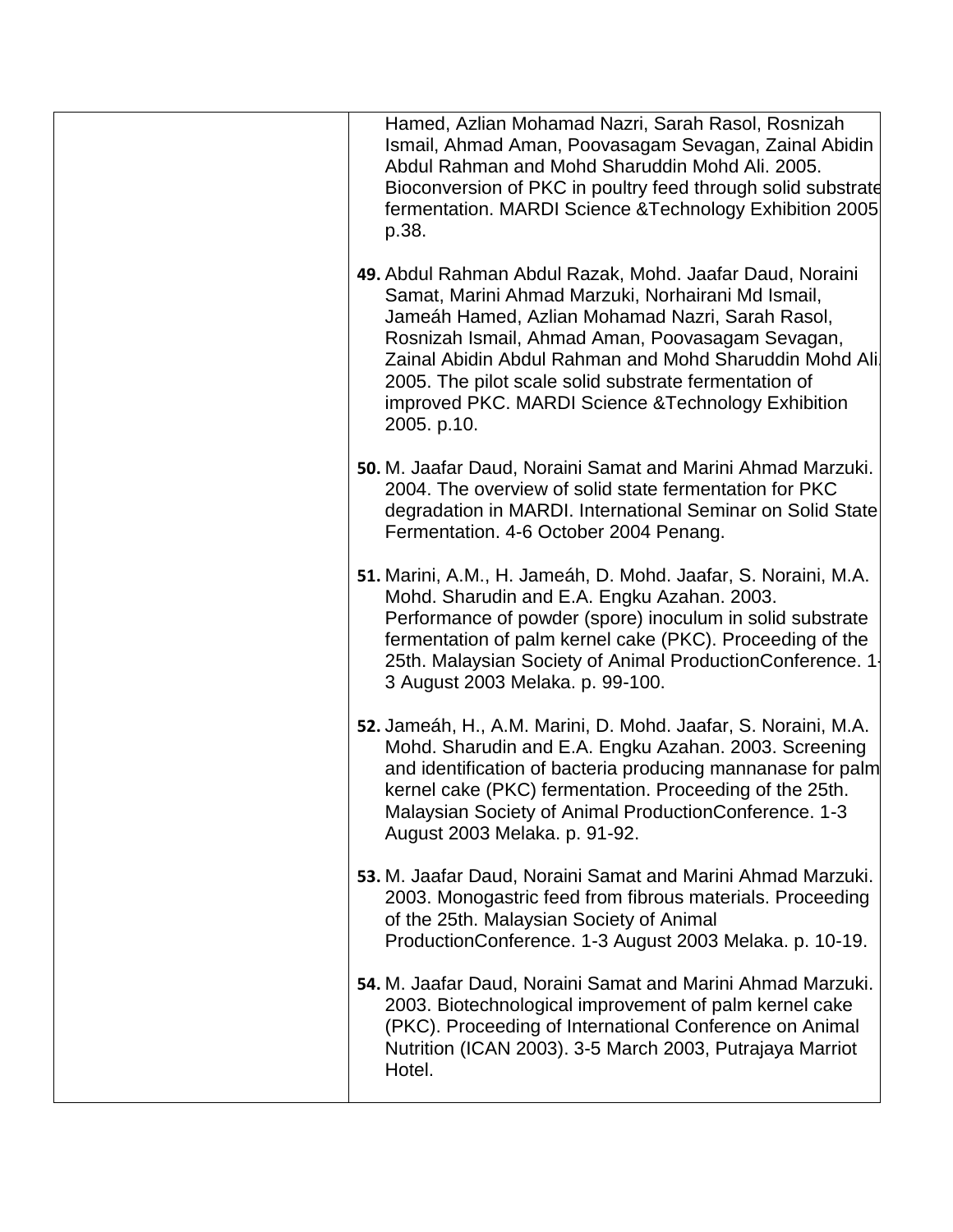| | Hamed, Azlian Mohamad Nazri, Sarah Rasol, Rosnizah Ismail, Ahmad Aman, Poovasagam Sevagan, Zainal Abidin Abdul Rahman and Mohd Sharuddin Mohd Ali. 2005. Bioconversion of PKC in poultry feed through solid substrate fermentation. MARDI Science &Technology Exhibition 2005. p.38.<br><br>**49.** Abdul Rahman Abdul Razak, Mohd. Jaafar Daud, Noraini Samat, Marini Ahmad Marzuki, Norhairani Md Ismail, Jameáh Hamed, Azlian Mohamad Nazri, Sarah Rasol, Rosnizah Ismail, Ahmad Aman, Poovasagam Sevagan, Zainal Abidin Abdul Rahman and Mohd Sharuddin Mohd Ali. 2005. The pilot scale solid substrate fermentation of improved PKC. MARDI Science &Technology Exhibition 2005. p.10.<br><br>**50.** M. Jaafar Daud, Noraini Samat and Marini Ahmad Marzuki. 2004. The overview of solid state fermentation for PKC degradation in MARDI. International Seminar on Solid State Fermentation. 4-6 October 2004 Penang.<br><br>**51.** Marini, A.M., H. Jameáh, D. Mohd. Jaafar, S. Noraini, M.A. Mohd. Sharudin and E.A. Engku Azahan. 2003. Performance of powder (spore) inoculum in solid substrate fermentation of palm kernel cake (PKC). Proceeding of the 25th. Malaysian Society of Animal ProductionConference. 1-3 August 2003 Melaka. p. 99-100.<br><br>**52.** Jameáh, H., A.M. Marini, D. Mohd. Jaafar, S. Noraini, M.A. Mohd. Sharudin and E.A. Engku Azahan. 2003. Screening and identification of bacteria producing mannanase for palm kernel cake (PKC) fermentation. Proceeding of the 25th. Malaysian Society of Animal ProductionConference. 1-3 August 2003 Melaka. p. 91-92.<br><br>**53.** M. Jaafar Daud, Noraini Samat and Marini Ahmad Marzuki. 2003. Monogastric feed from fibrous materials. Proceeding of the 25th. Malaysian Society of Animal ProductionConference. 1-3 August 2003 Melaka. p. 10-19.<br><br>**54.** M. Jaafar Daud, Noraini Samat and Marini Ahmad Marzuki. 2003. Biotechnological improvement of palm kernel cake (PKC). Proceeding of International Conference on Animal Nutrition (ICAN 2003). 3-5 March 2003, Putrajaya Marriot Hotel. |
|---|---|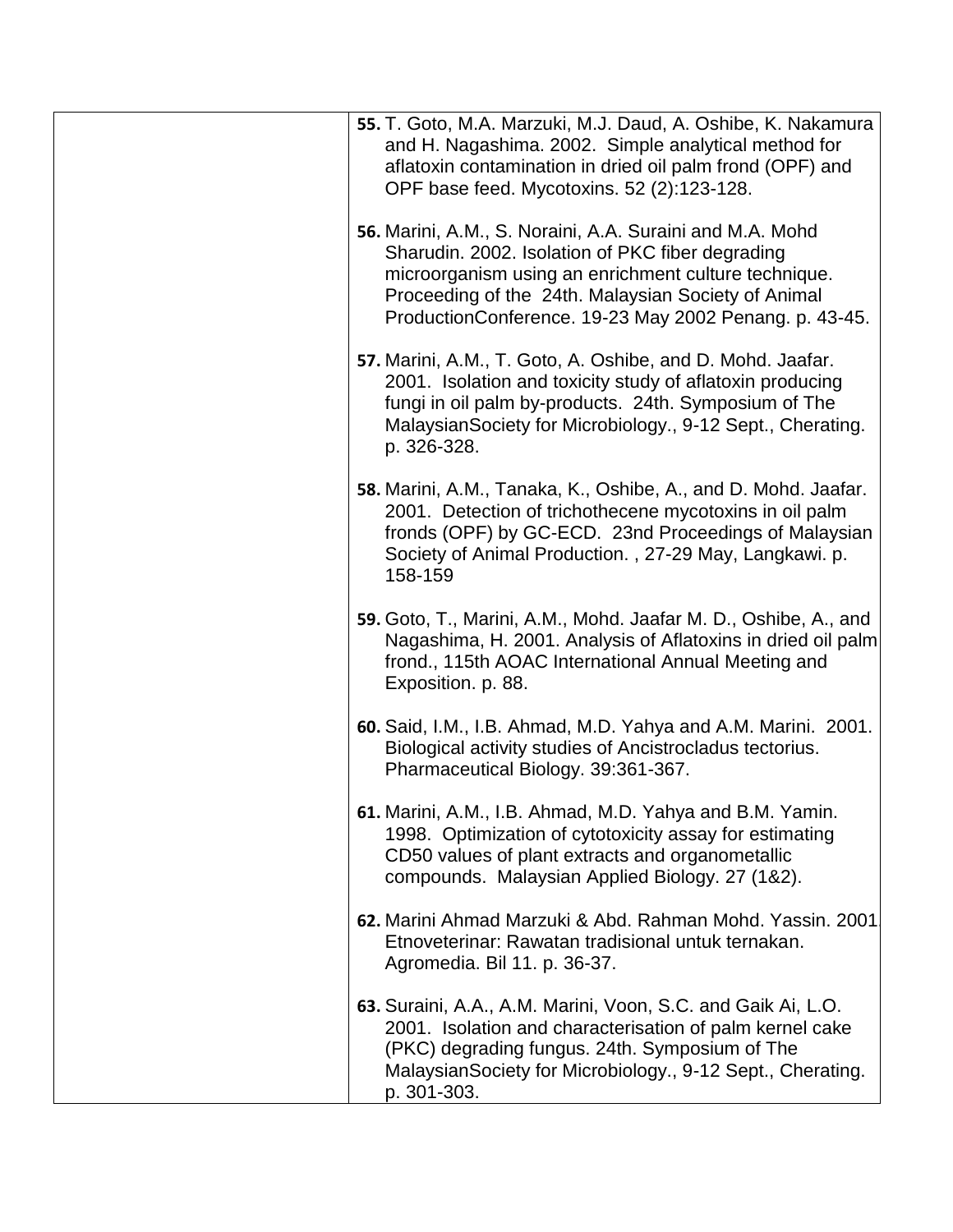| | |
|---|---|
| | **55.** T. Goto, M.A. Marzuki, M.J. Daud, A. Oshibe, K. Nakamura and H. Nagashima. 2002. Simple analytical method for aflatoxin contamination in dried oil palm frond (OPF) and OPF base feed. Mycotoxins. 52 (2):123-128.<br><br>**56.** Marini, A.M., S. Noraini, A.A. Suraini and M.A. Mohd Sharudin. 2002. Isolation of PKC fiber degrading microorganism using an enrichment culture technique. Proceeding of the 24th. Malaysian Society of Animal ProductionConference. 19-23 May 2002 Penang. p. 43-45.<br><br>**57.** Marini, A.M., T. Goto, A. Oshibe, and D. Mohd. Jaafar. 2001. Isolation and toxicity study of aflatoxin producing fungi in oil palm by-products. 24th. Symposium of The MalaysianSociety for Microbiology., 9-12 Sept., Cherating. p. 326-328.<br><br>**58.** Marini, A.M., Tanaka, K., Oshibe, A., and D. Mohd. Jaafar. 2001. Detection of trichothecene mycotoxins in oil palm fronds (OPF) by GC-ECD. 23nd Proceedings of Malaysian Society of Animal Production. , 27-29 May, Langkawi. p. 158-159<br><br>**59.** Goto, T., Marini, A.M., Mohd. Jaafar M. D., Oshibe, A., and Nagashima, H. 2001. Analysis of Aflatoxins in dried oil palm frond., 115th AOAC International Annual Meeting and Exposition. p. 88.<br><br>**60.** Said, I.M., I.B. Ahmad, M.D. Yahya and A.M. Marini. 2001. Biological activity studies of Ancistrocladus tectorius. Pharmaceutical Biology. 39:361-367.<br><br>**61.** Marini, A.M., I.B. Ahmad, M.D. Yahya and B.M. Yamin. 1998. Optimization of cytotoxicity assay for estimating CD50 values of plant extracts and organometallic compounds. Malaysian Applied Biology. 27 (1&2).<br><br>**62.** Marini Ahmad Marzuki & Abd. Rahman Mohd. Yassin. 2001. Etnoveterinar: Rawatan tradisional untuk ternakan. Agromedia. Bil 11. p. 36-37.<br><br>**63.** Suraini, A.A., A.M. Marini, Voon, S.C. and Gaik Ai, L.O. 2001. Isolation and characterisation of palm kernel cake (PKC) degrading fungus. 24th. Symposium of The MalaysianSociety for Microbiology., 9-12 Sept., Cherating. p. 301-303. |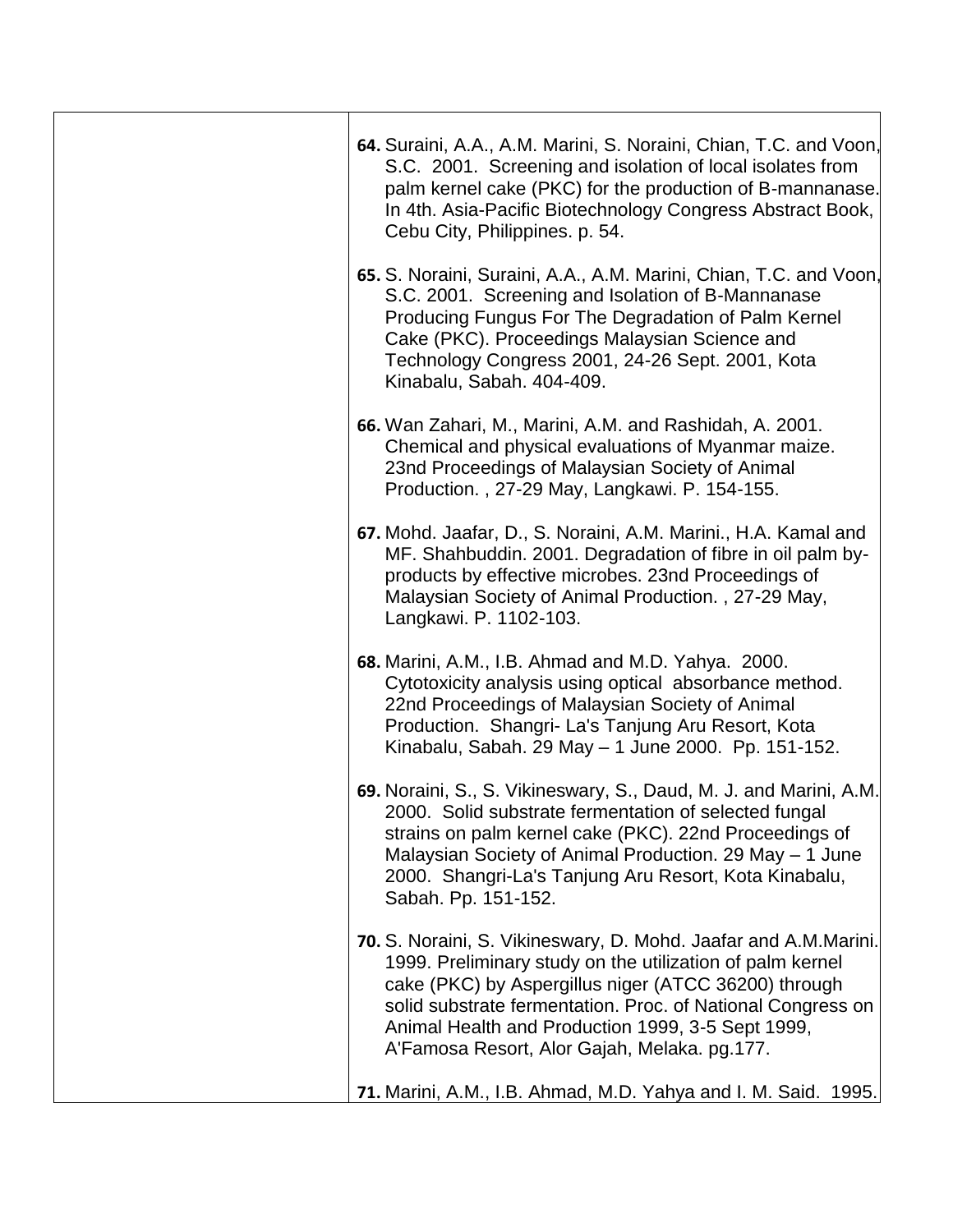64. Suraini, A.A., A.M. Marini, S. Noraini, Chian, T.C. and Voon, S.C. 2001. Screening and isolation of local isolates from palm kernel cake (PKC) for the production of B-mannanase. In 4th. Asia-Pacific Biotechnology Congress Abstract Book, Cebu City, Philippines. p. 54.

65. S. Noraini, Suraini, A.A., A.M. Marini, Chian, T.C. and Voon, S.C. 2001. Screening and Isolation of B-Mannanase Producing Fungus For The Degradation of Palm Kernel Cake (PKC). Proceedings Malaysian Science and Technology Congress 2001, 24-26 Sept. 2001, Kota Kinabalu, Sabah. 404-409.

66. Wan Zahari, M., Marini, A.M. and Rashidah, A. 2001. Chemical and physical evaluations of Myanmar maize. 23nd Proceedings of Malaysian Society of Animal Production. , 27-29 May, Langkawi. P. 154-155.

67. Mohd. Jaafar, D., S. Noraini, A.M. Marini., H.A. Kamal and MF. Shahbuddin. 2001. Degradation of fibre in oil palm by-products by effective microbes. 23nd Proceedings of Malaysian Society of Animal Production. , 27-29 May, Langkawi. P. 1102-103.

68. Marini, A.M., I.B. Ahmad and M.D. Yahya. 2000. Cytotoxicity analysis using optical absorbance method. 22nd Proceedings of Malaysian Society of Animal Production. Shangri- La's Tanjung Aru Resort, Kota Kinabalu, Sabah. 29 May – 1 June 2000. Pp. 151-152.

69. Noraini, S., S. Vikineswary, S., Daud, M. J. and Marini, A.M. 2000. Solid substrate fermentation of selected fungal strains on palm kernel cake (PKC). 22nd Proceedings of Malaysian Society of Animal Production. 29 May – 1 June 2000. Shangri-La's Tanjung Aru Resort, Kota Kinabalu, Sabah. Pp. 151-152.

70. S. Noraini, S. Vikineswary, D. Mohd. Jaafar and A.M.Marini. 1999. Preliminary study on the utilization of palm kernel cake (PKC) by Aspergillus niger (ATCC 36200) through solid substrate fermentation. Proc. of National Congress on Animal Health and Production 1999, 3-5 Sept 1999, A'Famosa Resort, Alor Gajah, Melaka. pg.177.

71. Marini, A.M., I.B. Ahmad, M.D. Yahya and I. M. Said. 1995.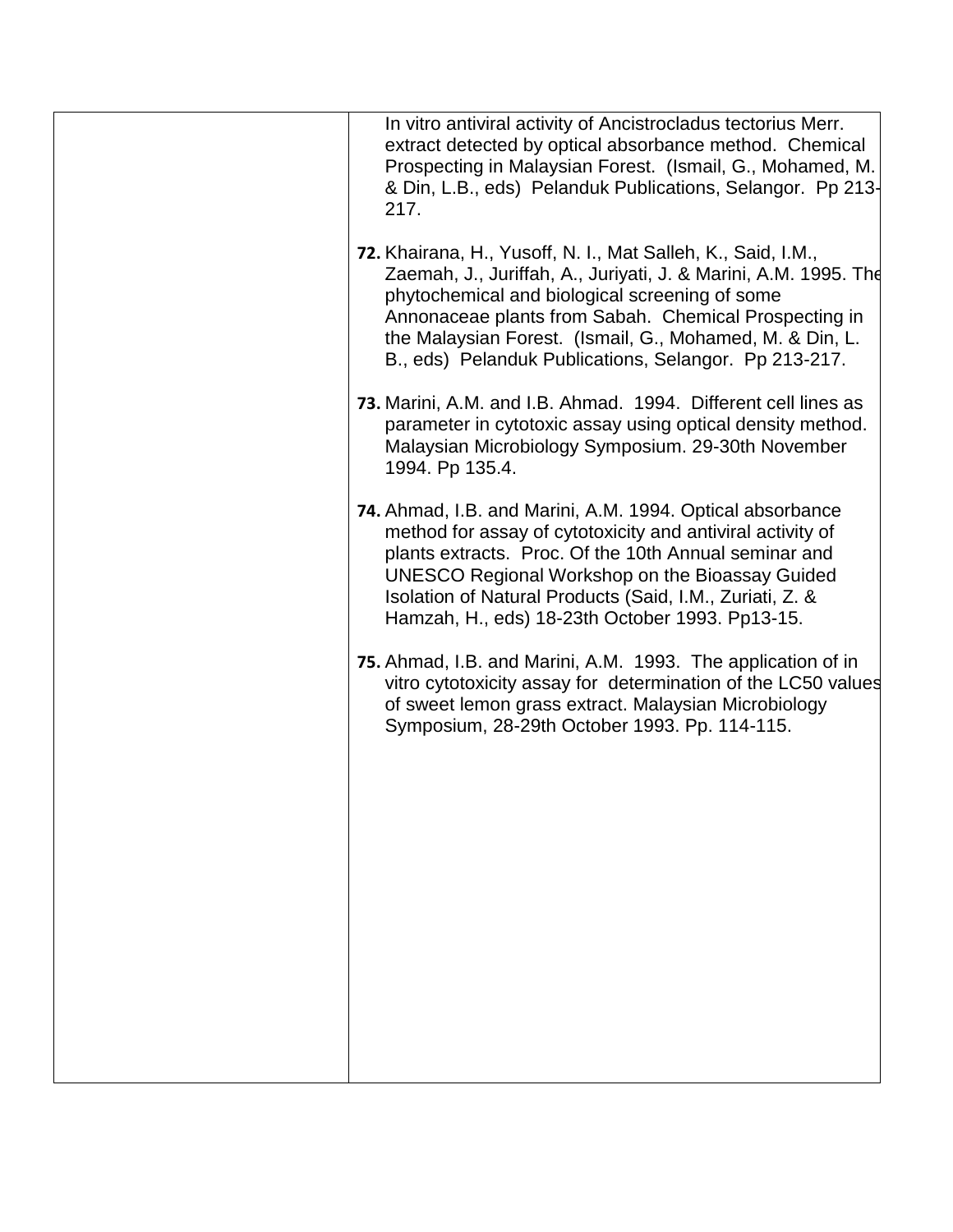| | |
|---|---|
| | In vitro antiviral activity of Ancistrocladus tectorius Merr. extract detected by optical absorbance method. Chemical Prospecting in Malaysian Forest. (Ismail, G., Mohamed, M. & Din, L.B., eds) Pelanduk Publications, Selangor. Pp 213-217.<br><br>**72.** Khairana, H., Yusoff, N. I., Mat Salleh, K., Said, I.M., Zaemah, J., Juriffah, A., Juriyati, J. & Marini, A.M. 1995. The phytochemical and biological screening of some Annonaceae plants from Sabah. Chemical Prospecting in the Malaysian Forest. (Ismail, G., Mohamed, M. & Din, L. B., eds) Pelanduk Publications, Selangor. Pp 213-217.<br><br>**73.** Marini, A.M. and I.B. Ahmad. 1994. Different cell lines as parameter in cytotoxic assay using optical density method. Malaysian Microbiology Symposium. 29-30th November 1994. Pp 135.4.<br><br>**74.** Ahmad, I.B. and Marini, A.M. 1994. Optical absorbance method for assay of cytotoxicity and antiviral activity of plants extracts. Proc. Of the 10th Annual seminar and UNESCO Regional Workshop on the Bioassay Guided Isolation of Natural Products (Said, I.M., Zuriati, Z. & Hamzah, H., eds) 18-23th October 1993. Pp13-15.<br><br>**75.** Ahmad, I.B. and Marini, A.M. 1993. The application of in vitro cytotoxicity assay for determination of the LC50 values of sweet lemon grass extract. Malaysian Microbiology Symposium, 28-29th October 1993. Pp. 114-115. |